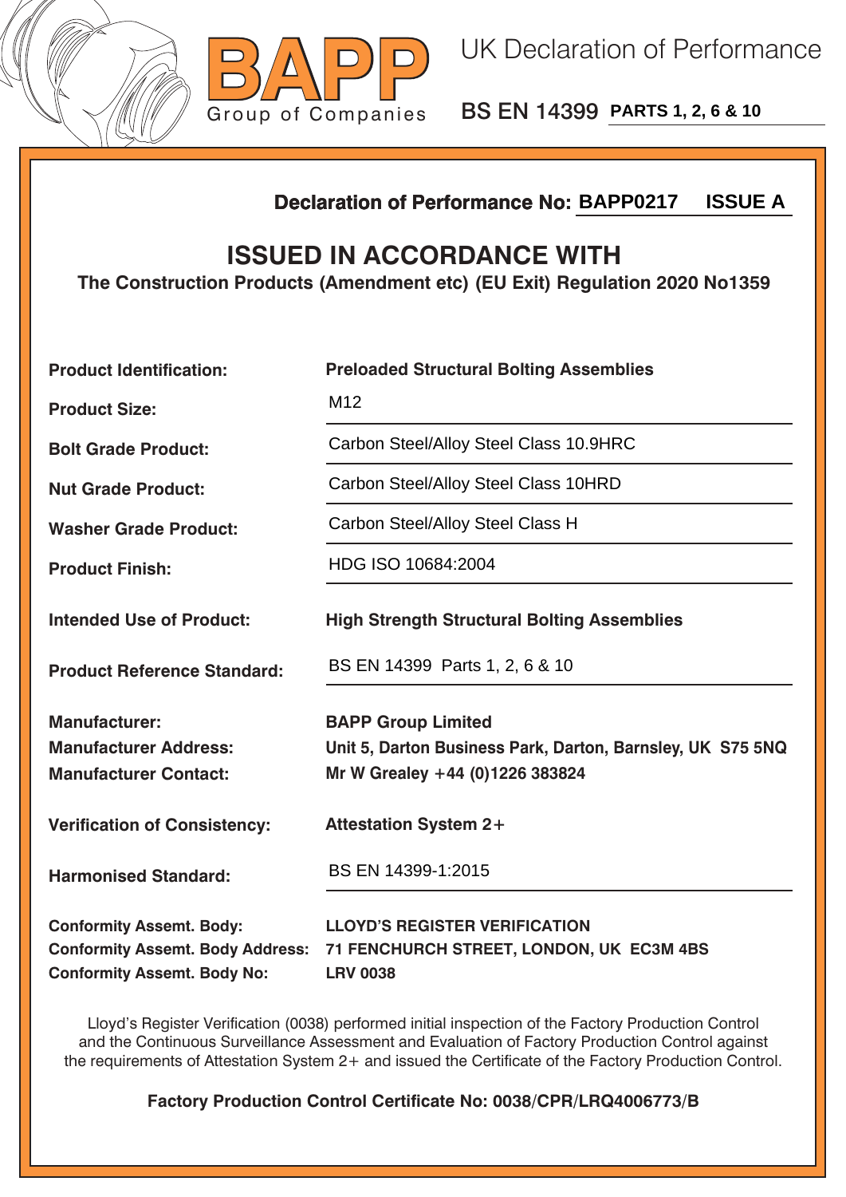# BAPP

Group of Companies

UK Declaration of Performance

BS EN 14399 **PARTS 1, 2, 6 & 10**

**Declaration of Performance No: BAPP0217 ISSUE A**

## ISSUED IN ACCORDANCE WITH

**The Construction Products (Amendment etc) (EU Exit) Regulation 2020 No1359**

| | |
|---|---|
| **Product Identification:** | **Preloaded Structural Bolting Assemblies** |
| **Product Size:** | M12 |
| **Bolt Grade Product:** | Carbon Steel/Alloy Steel Class 10.9HRC |
| **Nut Grade Product:** | Carbon Steel/Alloy Steel Class 10HRD |
| **Washer Grade Product:** | Carbon Steel/Alloy Steel Class H |
| **Product Finish:** | HDG ISO 10684:2004 |
| **Intended Use of Product:** | **High Strength Structural Bolting Assemblies** |
| **Product Reference Standard:** | BS EN 14399 Parts 1, 2, 6 & 10 |
| **Manufacturer:** | **BAPP Group Limited** |
| **Manufacturer Address:** | **Unit 5, Darton Business Park, Darton, Barnsley, UK S75 5NQ** |
| **Manufacturer Contact:** | **Mr W Grealey +44 (0)1226 383824** |
| **Verification of Consistency:** | **Attestation System 2+** |
| **Harmonised Standard:** | BS EN 14399-1:2015 |
| **Conformity Assemt. Body:** | **LLOYD'S REGISTER VERIFICATION** |
| **Conformity Assemt. Body Address:** | **71 FENCHURCH STREET, LONDON, UK EC3M 4BS** |
| **Conformity Assemt. Body No:** | **LRV 0038** |

Lloyd's Register Verification (0038) performed initial inspection of the Factory Production Control and the Continuous Surveillance Assessment and Evaluation of Factory Production Control against the requirements of Attestation System 2+ and issued the Certificate of the Factory Production Control.

**Factory Production Control Certificate No: 0038/CPR/LRQ4006773/B**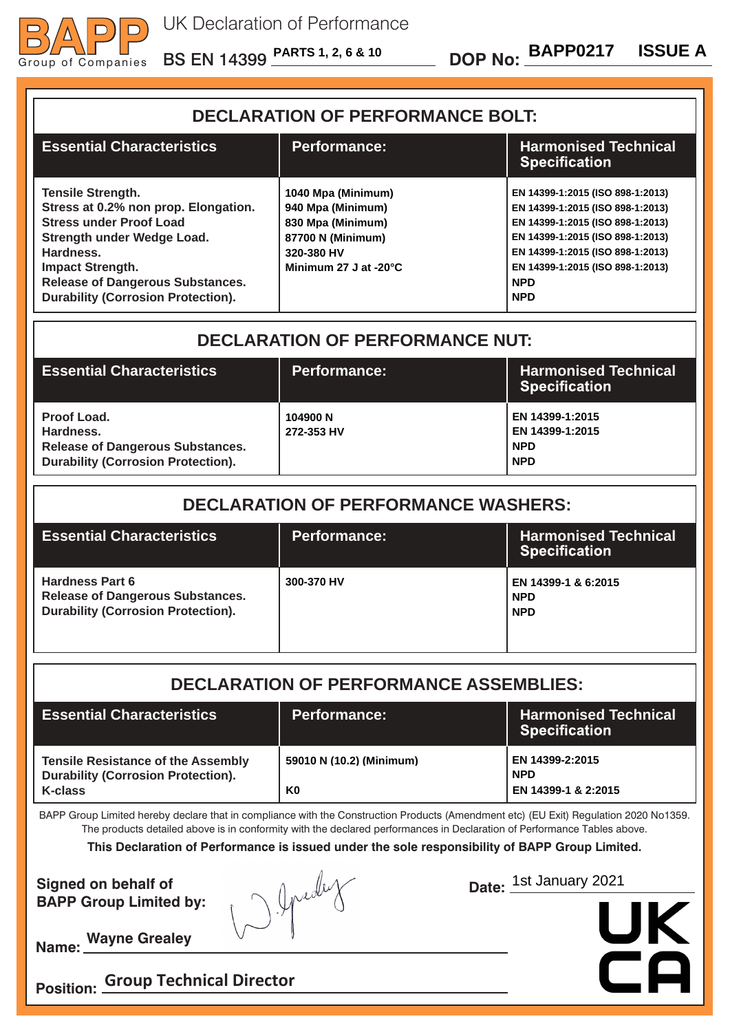UK Declaration of Performance

BS EN 14399 PARTS 1, 2, 6 & 10 **DOP No: BAPP0217 ISSUE A**

## DECLARATION OF PERFORMANCE BOLT:

| Essential Characteristics | Performance: | Harmonised Technical Specification |
|---|---|---|
| Tensile Strength. | 1040 Mpa (Minimum) | EN 14399-1:2015 (ISO 898-1:2013) |
| Stress at 0.2% non prop. Elongation. | 940 Mpa (Minimum) | EN 14399-1:2015 (ISO 898-1:2013) |
| Stress under Proof Load | 830 Mpa (Minimum) | EN 14399-1:2015 (ISO 898-1:2013) |
| Strength under Wedge Load. | 87700 N (Minimum) | EN 14399-1:2015 (ISO 898-1:2013) |
| Hardness. | 320-380 HV | EN 14399-1:2015 (ISO 898-1:2013) |
| Impact Strength. | Minimum 27 J at -20°C | EN 14399-1:2015 (ISO 898-1:2013) |
| Release of Dangerous Substances. | | NPD |
| Durability (Corrosion Protection). | | NPD |

## DECLARATION OF PERFORMANCE NUT:

| Essential Characteristics | Performance: | Harmonised Technical Specification |
|---|---|---|
| Proof Load. | 104900 N | EN 14399-1:2015 |
| Hardness. | 272-353 HV | EN 14399-1:2015 |
| Release of Dangerous Substances. | | NPD |
| Durability (Corrosion Protection). | | NPD |

## DECLARATION OF PERFORMANCE WASHERS:

| Essential Characteristics | Performance: | Harmonised Technical Specification |
|---|---|---|
| Hardness Part 6 | 300-370 HV | EN 14399-1 & 6:2015 |
| Release of Dangerous Substances. | | NPD |
| Durability (Corrosion Protection). | | NPD |

## DECLARATION OF PERFORMANCE ASSEMBLIES:

| Essential Characteristics | Performance: | Harmonised Technical Specification |
|---|---|---|
| Tensile Resistance of the Assembly | 59010 N (10.2) (Minimum) | EN 14399-2:2015 |
| Durability (Corrosion Protection). | | NPD |
| K-class | K0 | EN 14399-1 & 2:2015 |

BAPP Group Limited hereby declare that in compliance with the Construction Products (Amendment etc) (EU Exit) Regulation 2020 No1359. The products detailed above is in conformity with the declared performances in Declaration of Performance Tables above.

**This Declaration of Performance is issued under the sole responsibility of BAPP Group Limited.**

**Signed on behalf of BAPP Group Limited by:**

**Date:** 1st January 2021

**Name:** Wayne Grealey

**Position:** Group Technical Director

UK CA